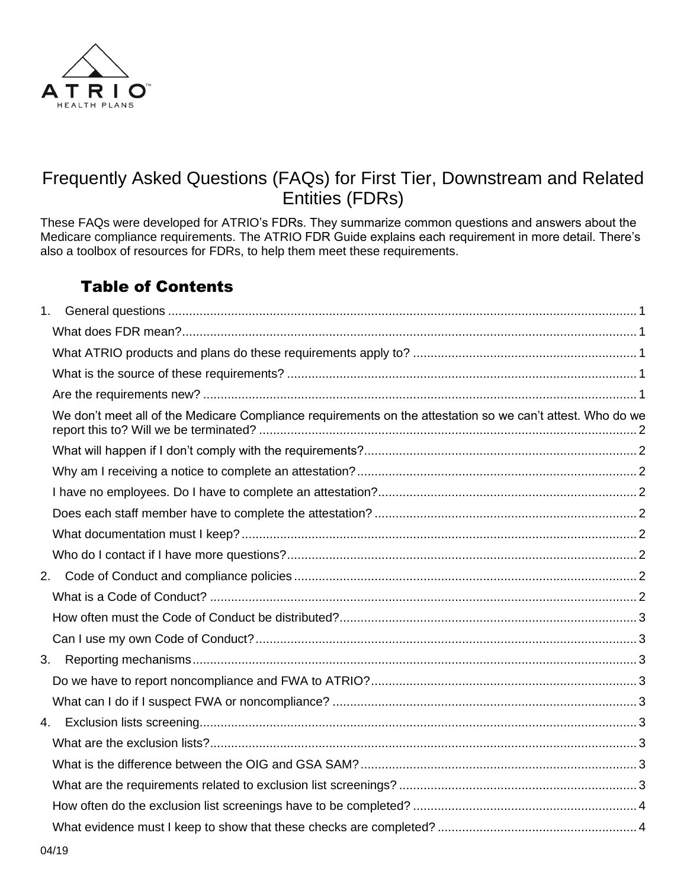ATRIO™ HEALTH PLANS

# Frequently Asked Questions (FAQs) for First Tier, Downstream and Related Entities (FDRs)

These FAQs were developed for ATRIO's FDRs. They summarize common questions and answers about the Medicare compliance requirements. The ATRIO FDR Guide explains each requirement in more detail. There's also a toolbox of resources for FDRs, to help them meet these requirements.

## Table of Contents

1. General questions ........ 1
   - What does FDR mean? ........ 1
   - What ATRIO products and plans do these requirements apply to? ........ 1
   - What is the source of these requirements? ........ 1
   - Are the requirements new? ........ 1
   - We don't meet all of the Medicare Compliance requirements on the attestation so we can't attest. Who do we report this to? Will we be terminated? ........ 2
   - What will happen if I don't comply with the requirements? ........ 2
   - Why am I receiving a notice to complete an attestation? ........ 2
   - I have no employees. Do I have to complete an attestation? ........ 2
   - Does each staff member have to complete the attestation? ........ 2
   - What documentation must I keep? ........ 2
   - Who do I contact if I have more questions? ........ 2
2. Code of Conduct and compliance policies ........ 2
   - What is a Code of Conduct? ........ 2
   - How often must the Code of Conduct be distributed? ........ 3
   - Can I use my own Code of Conduct? ........ 3
3. Reporting mechanisms ........ 3
   - Do we have to report noncompliance and FWA to ATRIO? ........ 3
   - What can I do if I suspect FWA or noncompliance? ........ 3
4. Exclusion lists screening ........ 3
   - What are the exclusion lists? ........ 3
   - What is the difference between the OIG and GSA SAM? ........ 3
   - What are the requirements related to exclusion list screenings? ........ 3
   - How often do the exclusion list screenings have to be completed? ........ 4
   - What evidence must I keep to show that these checks are completed? ........ 4

04/19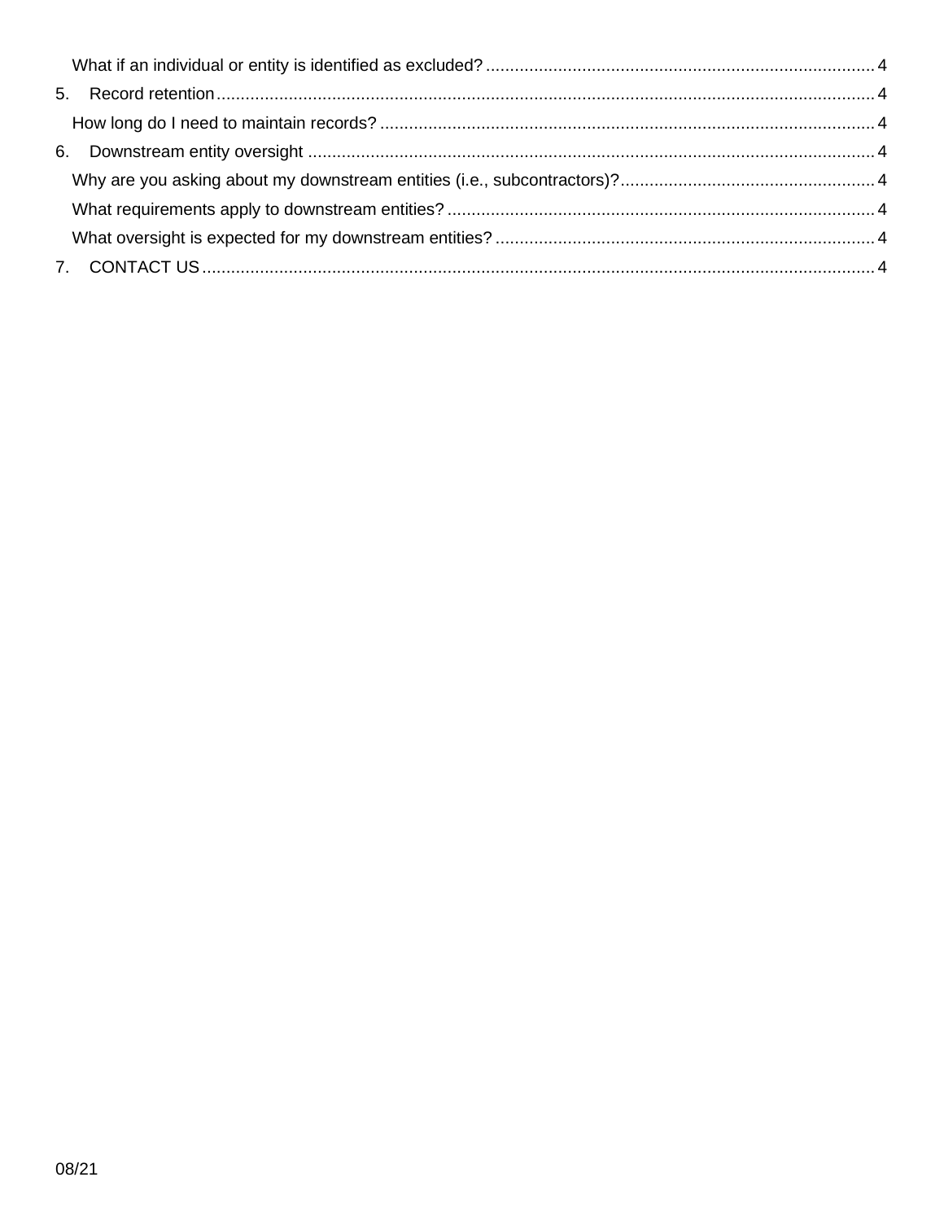What if an individual or entity is identified as excluded? ... 4

5. Record retention ... 4

How long do I need to maintain records? ... 4

6. Downstream entity oversight ... 4

Why are you asking about my downstream entities (i.e., subcontractors)? ... 4

What requirements apply to downstream entities? ... 4

What oversight is expected for my downstream entities? ... 4

7. CONTACT US ... 4

08/21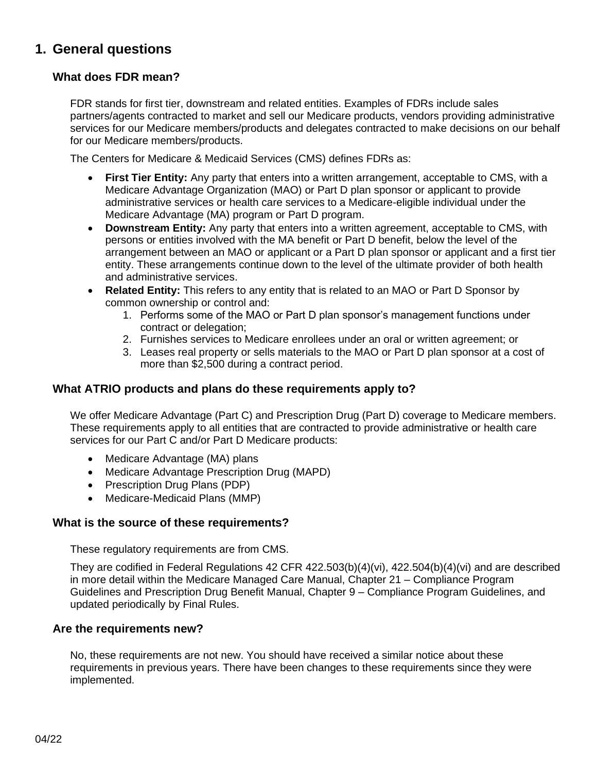# 1. General questions

## What does FDR mean?

FDR stands for first tier, downstream and related entities. Examples of FDRs include sales partners/agents contracted to market and sell our Medicare products, vendors providing administrative services for our Medicare members/products and delegates contracted to make decisions on our behalf for our Medicare members/products.

The Centers for Medicare & Medicaid Services (CMS) defines FDRs as:

- **First Tier Entity:** Any party that enters into a written arrangement, acceptable to CMS, with a Medicare Advantage Organization (MAO) or Part D plan sponsor or applicant to provide administrative services or health care services to a Medicare-eligible individual under the Medicare Advantage (MA) program or Part D program.
- **Downstream Entity:** Any party that enters into a written agreement, acceptable to CMS, with persons or entities involved with the MA benefit or Part D benefit, below the level of the arrangement between an MAO or applicant or a Part D plan sponsor or applicant and a first tier entity. These arrangements continue down to the level of the ultimate provider of both health and administrative services.
- **Related Entity:** This refers to any entity that is related to an MAO or Part D Sponsor by common ownership or control and:
    1. Performs some of the MAO or Part D plan sponsor's management functions under contract or delegation;
    2. Furnishes services to Medicare enrollees under an oral or written agreement; or
    3. Leases real property or sells materials to the MAO or Part D plan sponsor at a cost of more than $2,500 during a contract period.

## What ATRIO products and plans do these requirements apply to?

We offer Medicare Advantage (Part C) and Prescription Drug (Part D) coverage to Medicare members. These requirements apply to all entities that are contracted to provide administrative or health care services for our Part C and/or Part D Medicare products:

- Medicare Advantage (MA) plans
- Medicare Advantage Prescription Drug (MAPD)
- Prescription Drug Plans (PDP)
- Medicare-Medicaid Plans (MMP)

## What is the source of these requirements?

These regulatory requirements are from CMS.

They are codified in Federal Regulations 42 CFR 422.503(b)(4)(vi), 422.504(b)(4)(vi) and are described in more detail within the Medicare Managed Care Manual, Chapter 21 – Compliance Program Guidelines and Prescription Drug Benefit Manual, Chapter 9 – Compliance Program Guidelines, and updated periodically by Final Rules.

## Are the requirements new?

No, these requirements are not new. You should have received a similar notice about these requirements in previous years. There have been changes to these requirements since they were implemented.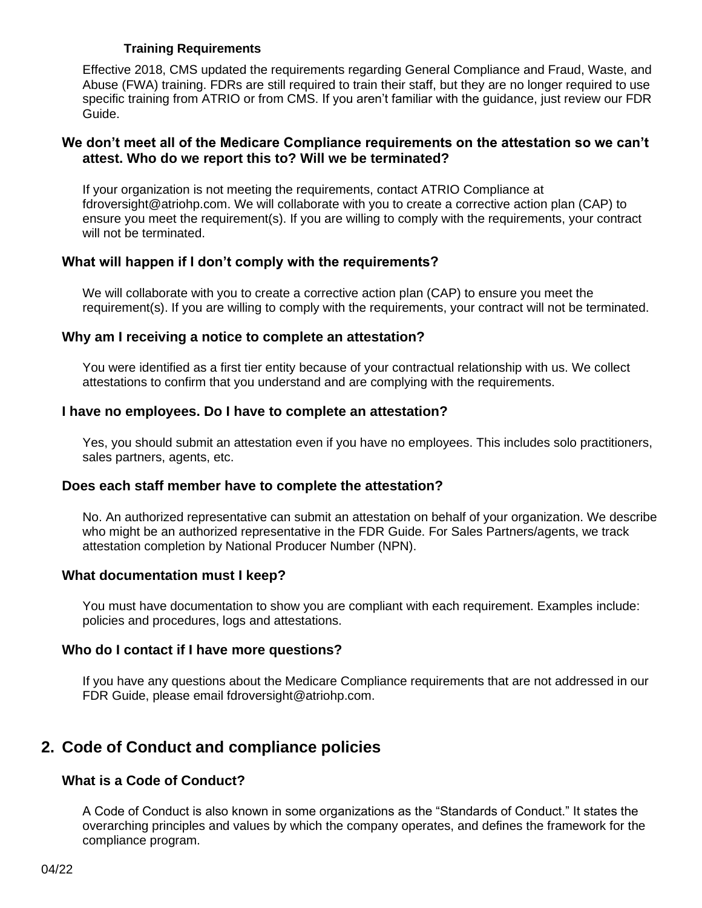#### Training Requirements

Effective 2018, CMS updated the requirements regarding General Compliance and Fraud, Waste, and Abuse (FWA) training. FDRs are still required to train their staff, but they are no longer required to use specific training from ATRIO or from CMS. If you aren't familiar with the guidance, just review our FDR Guide.

### We don't meet all of the Medicare Compliance requirements on the attestation so we can't attest. Who do we report this to? Will we be terminated?

If your organization is not meeting the requirements, contact ATRIO Compliance at fdroversight@atriohp.com. We will collaborate with you to create a corrective action plan (CAP) to ensure you meet the requirement(s). If you are willing to comply with the requirements, your contract will not be terminated.

### What will happen if I don't comply with the requirements?

We will collaborate with you to create a corrective action plan (CAP) to ensure you meet the requirement(s). If you are willing to comply with the requirements, your contract will not be terminated.

### Why am I receiving a notice to complete an attestation?

You were identified as a first tier entity because of your contractual relationship with us. We collect attestations to confirm that you understand and are complying with the requirements.

### I have no employees. Do I have to complete an attestation?

Yes, you should submit an attestation even if you have no employees. This includes solo practitioners, sales partners, agents, etc.

### Does each staff member have to complete the attestation?

No. An authorized representative can submit an attestation on behalf of your organization. We describe who might be an authorized representative in the FDR Guide. For Sales Partners/agents, we track attestation completion by National Producer Number (NPN).

### What documentation must I keep?

You must have documentation to show you are compliant with each requirement. Examples include: policies and procedures, logs and attestations.

### Who do I contact if I have more questions?

If you have any questions about the Medicare Compliance requirements that are not addressed in our FDR Guide, please email fdroversight@atriohp.com.

## 2. Code of Conduct and compliance policies

### What is a Code of Conduct?

A Code of Conduct is also known in some organizations as the "Standards of Conduct." It states the overarching principles and values by which the company operates, and defines the framework for the compliance program.

04/22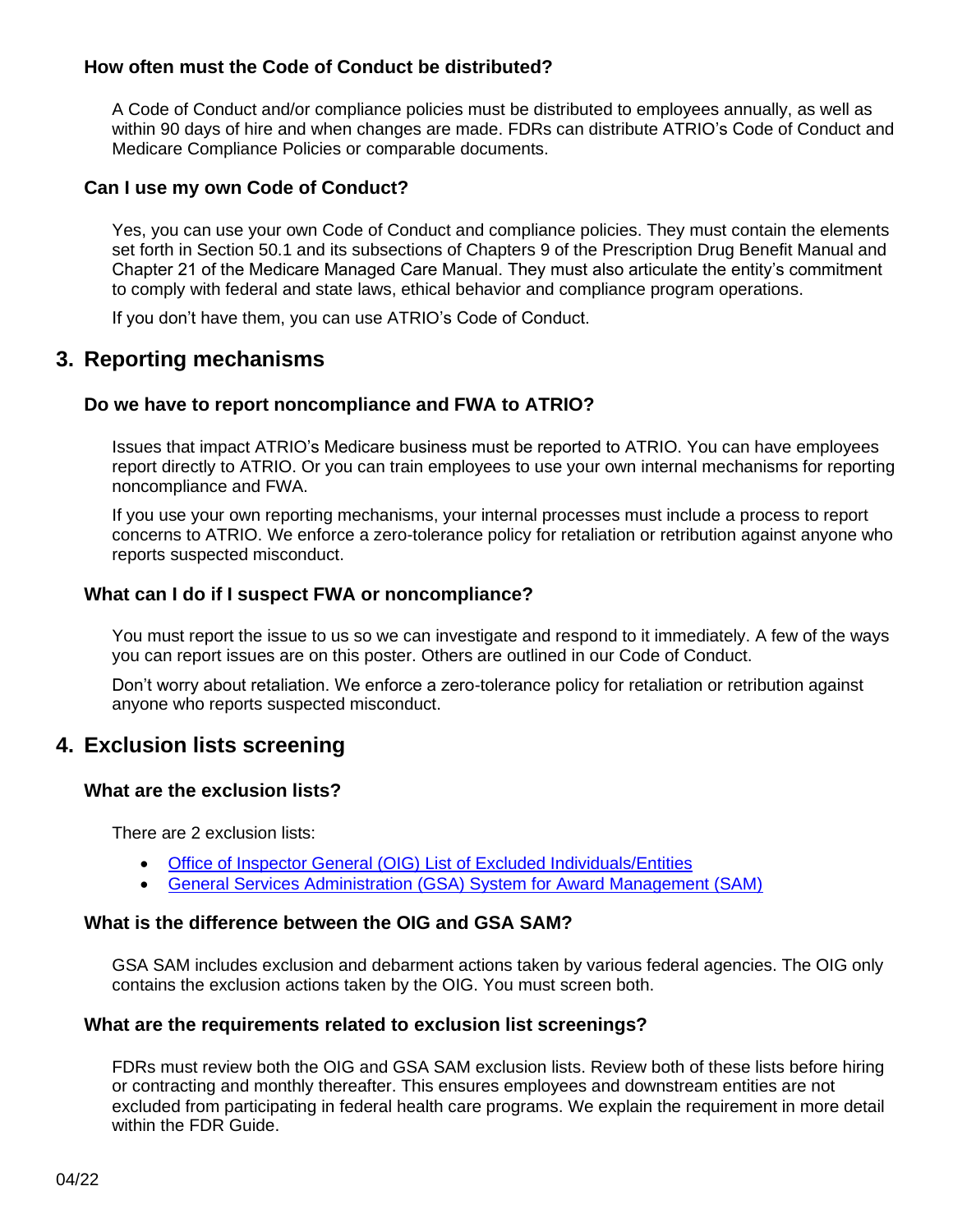### How often must the Code of Conduct be distributed?

A Code of Conduct and/or compliance policies must be distributed to employees annually, as well as within 90 days of hire and when changes are made. FDRs can distribute ATRIO's Code of Conduct and Medicare Compliance Policies or comparable documents.

### Can I use my own Code of Conduct?

Yes, you can use your own Code of Conduct and compliance policies. They must contain the elements set forth in Section 50.1 and its subsections of Chapters 9 of the Prescription Drug Benefit Manual and Chapter 21 of the Medicare Managed Care Manual. They must also articulate the entity's commitment to comply with federal and state laws, ethical behavior and compliance program operations.

If you don't have them, you can use ATRIO's Code of Conduct.

## 3. Reporting mechanisms

### Do we have to report noncompliance and FWA to ATRIO?

Issues that impact ATRIO's Medicare business must be reported to ATRIO. You can have employees report directly to ATRIO. Or you can train employees to use your own internal mechanisms for reporting noncompliance and FWA.

If you use your own reporting mechanisms, your internal processes must include a process to report concerns to ATRIO. We enforce a zero-tolerance policy for retaliation or retribution against anyone who reports suspected misconduct.

### What can I do if I suspect FWA or noncompliance?

You must report the issue to us so we can investigate and respond to it immediately. A few of the ways you can report issues are on this poster. Others are outlined in our Code of Conduct.

Don't worry about retaliation. We enforce a zero-tolerance policy for retaliation or retribution against anyone who reports suspected misconduct.

## 4. Exclusion lists screening

### What are the exclusion lists?

There are 2 exclusion lists:

- Office of Inspector General (OIG) List of Excluded Individuals/Entities
- General Services Administration (GSA) System for Award Management (SAM)

### What is the difference between the OIG and GSA SAM?

GSA SAM includes exclusion and debarment actions taken by various federal agencies. The OIG only contains the exclusion actions taken by the OIG. You must screen both.

### What are the requirements related to exclusion list screenings?

FDRs must review both the OIG and GSA SAM exclusion lists. Review both of these lists before hiring or contracting and monthly thereafter. This ensures employees and downstream entities are not excluded from participating in federal health care programs. We explain the requirement in more detail within the FDR Guide.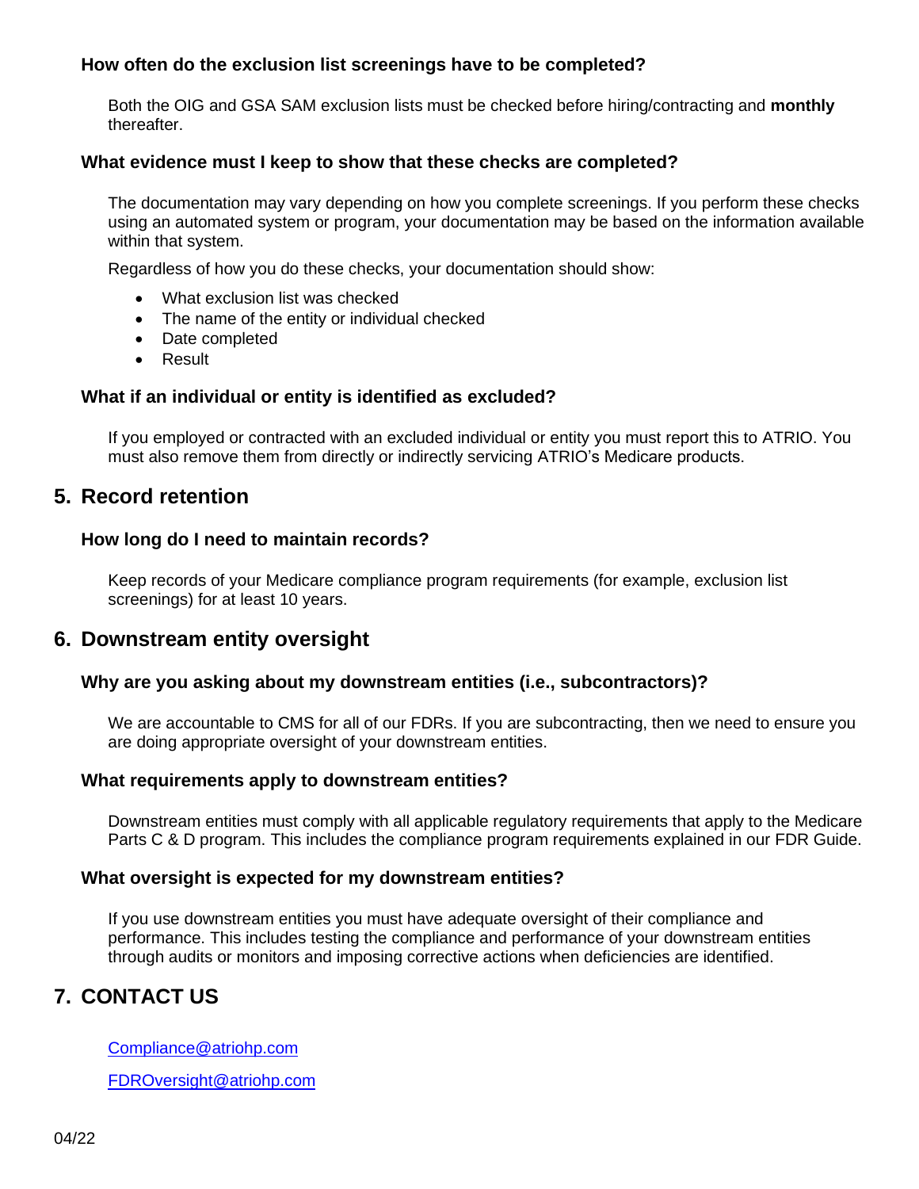### How often do the exclusion list screenings have to be completed?

Both the OIG and GSA SAM exclusion lists must be checked before hiring/contracting and **monthly** thereafter.

### What evidence must I keep to show that these checks are completed?

The documentation may vary depending on how you complete screenings. If you perform these checks using an automated system or program, your documentation may be based on the information available within that system.

Regardless of how you do these checks, your documentation should show:

- What exclusion list was checked
- The name of the entity or individual checked
- Date completed
- Result

### What if an individual or entity is identified as excluded?

If you employed or contracted with an excluded individual or entity you must report this to ATRIO. You must also remove them from directly or indirectly servicing ATRIO's Medicare products.

## 5. Record retention

### How long do I need to maintain records?

Keep records of your Medicare compliance program requirements (for example, exclusion list screenings) for at least 10 years.

## 6. Downstream entity oversight

### Why are you asking about my downstream entities (i.e., subcontractors)?

We are accountable to CMS for all of our FDRs. If you are subcontracting, then we need to ensure you are doing appropriate oversight of your downstream entities.

### What requirements apply to downstream entities?

Downstream entities must comply with all applicable regulatory requirements that apply to the Medicare Parts C & D program. This includes the compliance program requirements explained in our FDR Guide.

### What oversight is expected for my downstream entities?

If you use downstream entities you must have adequate oversight of their compliance and performance. This includes testing the compliance and performance of your downstream entities through audits or monitors and imposing corrective actions when deficiencies are identified.

## 7. CONTACT US

Compliance@atriohp.com

FDROversight@atriohp.com

04/22